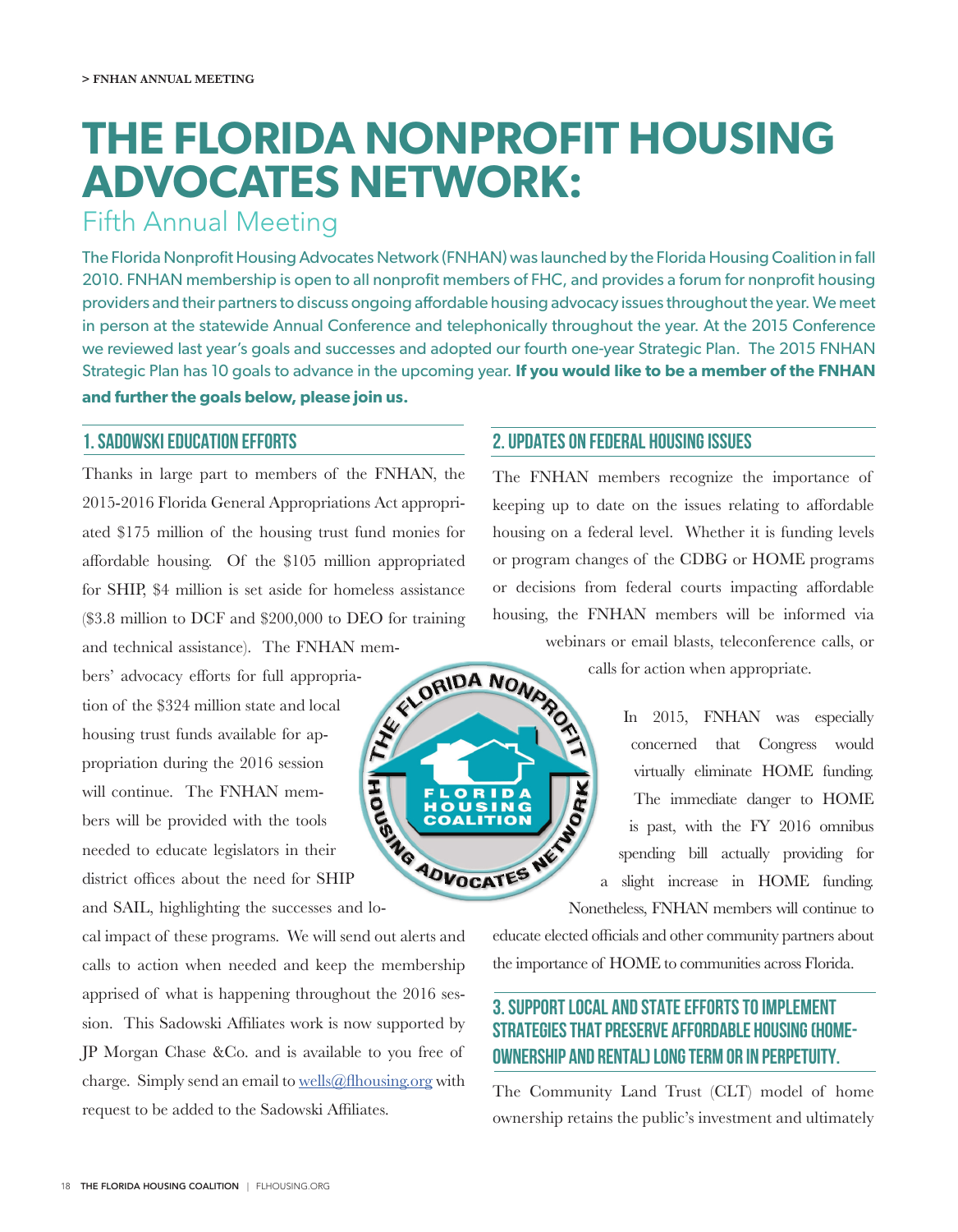# THE FLORIDA NONPROFIT HOUSING ADVOCATES NETWORK:

## Fifth Annual Meeting

The Florida Nonprofit Housing Advocates Network (FNHAN) was launched by the Florida Housing Coalition in fall 2010. FNHAN membership is open to all nonprofit members of FHC, and provides a forum for nonprofit housing providers and their partners to discuss ongoing affordable housing advocacy issues throughout the year. We meet in person at the statewide Annual Conference and telephonically throughout the year. At the 2015 Conference we reviewed last year's goals and successes and adopted our fourth one-year Strategic Plan. The 2015 FNHAN Strategic Plan has 10 goals to advance in the upcoming year. **If you would like to be a member of the FNHAN and further the goals below, please join us.**

### 1. SADOWSKI EDUCATION EFFORTS

Thanks in large part to members of the FNHAN, the 2015-2016 Florida General Appropriations Act appropriated $175 million of the housing trust fund monies for affordable housing. Of the $105 million appropriated for SHIP, $4 million is set aside for homeless assistance ($3.8 million to DCF and $200,000 to DEO for training and technical assistance). The FNHAN members' advocacy efforts for full appropriation of the $324 million state and local housing trust funds available for appropriation during the 2016 session will continue. The FNHAN members will be provided with the tools needed to educate legislators in their district offices about the need for SHIP and SAIL, highlighting the successes and local impact of these programs. We will send out alerts and calls to action when needed and keep the membership apprised of what is happening throughout the 2016 session. This Sadowski Affiliates work is now supported by JP Morgan Chase &Co. and is available to you free of charge. Simply send an email to wells@flhousing.org with request to be added to the Sadowski Affiliates.

### 2. UPDATES ON FEDERAL HOUSING ISSUES

The FNHAN members recognize the importance of keeping up to date on the issues relating to affordable housing on a federal level. Whether it is funding levels or program changes of the CDBG or HOME programs or decisions from federal courts impacting affordable housing, the FNHAN members will be informed via webinars or email blasts, teleconference calls, or calls for action when appropriate.

In 2015, FNHAN was especially concerned that Congress would virtually eliminate HOME funding. The immediate danger to HOME is past, with the FY 2016 omnibus spending bill actually providing for a slight increase in HOME funding. Nonetheless, FNHAN members will continue to educate elected officials and other community partners about the importance of HOME to communities across Florida.

### 3. SUPPORT LOCAL AND STATE EFFORTS TO IMPLEMENT STRATEGIES THAT PRESERVE AFFORDABLE HOUSING (HOMEOWNERSHIP AND RENTAL) LONG TERM OR IN PERPETUITY.

The Community Land Trust (CLT) model of home ownership retains the public's investment and ultimately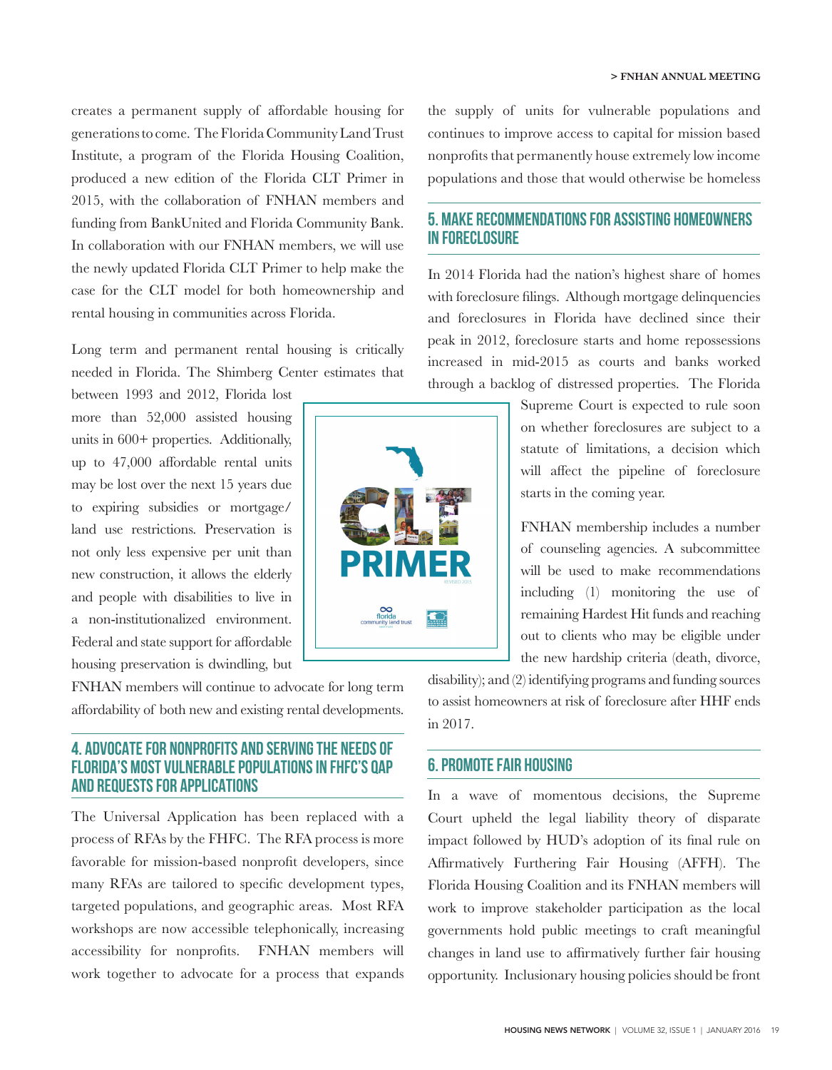creates a permanent supply of affordable housing for generations to come. The Florida Community Land Trust Institute, a program of the Florida Housing Coalition, produced a new edition of the Florida CLT Primer in 2015, with the collaboration of FNHAN members and funding from BankUnited and Florida Community Bank. In collaboration with our FNHAN members, we will use the newly updated Florida CLT Primer to help make the case for the CLT model for both homeownership and rental housing in communities across Florida.

Long term and permanent rental housing is critically needed in Florida. The Shimberg Center estimates that between 1993 and 2012, Florida lost more than 52,000 assisted housing units in 600+ properties. Additionally, up to 47,000 affordable rental units may be lost over the next 15 years due to expiring subsidies or mortgage/land use restrictions. Preservation is not only less expensive per unit than new construction, it allows the elderly and people with disabilities to live in a non-institutionalized environment. Federal and state support for affordable housing preservation is dwindling, but FNHAN members will continue to advocate for long term affordability of both new and existing rental developments.

## 4. Advocate for Nonprofits and Serving the Needs of Florida's Most Vulnerable Populations in FHFC's QAP and Requests for Applications

The Universal Application has been replaced with a process of RFAs by the FHFC. The RFA process is more favorable for mission-based nonprofit developers, since many RFAs are tailored to specific development types, targeted populations, and geographic areas. Most RFA workshops are now accessible telephonically, increasing accessibility for nonprofits. FNHAN members will work together to advocate for a process that expands the supply of units for vulnerable populations and continues to improve access to capital for mission based nonprofits that permanently house extremely low income populations and those that would otherwise be homeless

## 5. Make Recommendations for Assisting Homeowners in Foreclosure

In 2014 Florida had the nation's highest share of homes with foreclosure filings. Although mortgage delinquencies and foreclosures in Florida have declined since their peak in 2012, foreclosure starts and home repossessions increased in mid-2015 as courts and banks worked through a backlog of distressed properties. The Florida Supreme Court is expected to rule soon on whether foreclosures are subject to a statute of limitations, a decision which will affect the pipeline of foreclosure starts in the coming year.

FNHAN membership includes a number of counseling agencies. A subcommittee will be used to make recommendations including (1) monitoring the use of remaining Hardest Hit funds and reaching out to clients who may be eligible under the new hardship criteria (death, divorce, disability); and (2) identifying programs and funding sources to assist homeowners at risk of foreclosure after HHF ends in 2017.

## 6. Promote Fair Housing

In a wave of momentous decisions, the Supreme Court upheld the legal liability theory of disparate impact followed by HUD's adoption of its final rule on Affirmatively Furthering Fair Housing (AFFH). The Florida Housing Coalition and its FNHAN members will work to improve stakeholder participation as the local governments hold public meetings to craft meaningful changes in land use to affirmatively further fair housing opportunity. Inclusionary housing policies should be front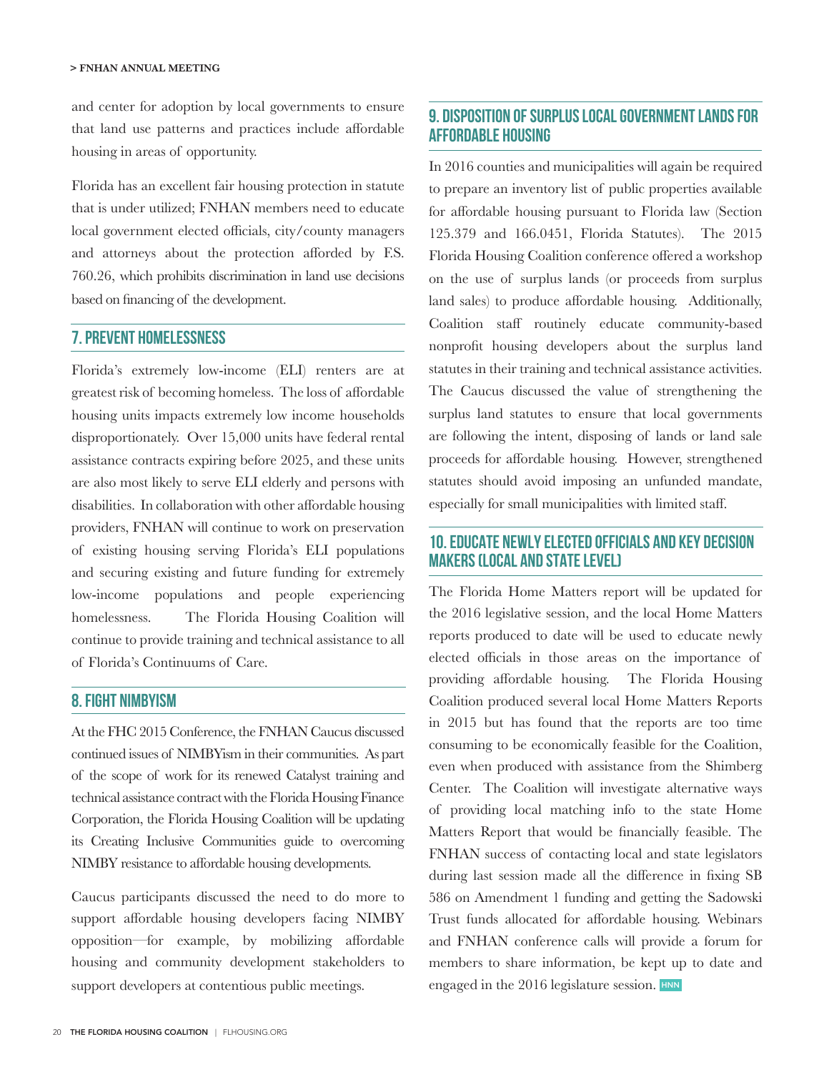and center for adoption by local governments to ensure that land use patterns and practices include affordable housing in areas of opportunity.

Florida has an excellent fair housing protection in statute that is under utilized; FNHAN members need to educate local government elected officials, city/county managers and attorneys about the protection afforded by F.S. 760.26, which prohibits discrimination in land use decisions based on financing of the development.

## 7. PREVENT HOMELESSNESS

Florida's extremely low-income (ELI) renters are at greatest risk of becoming homeless. The loss of affordable housing units impacts extremely low income households disproportionately. Over 15,000 units have federal rental assistance contracts expiring before 2025, and these units are also most likely to serve ELI elderly and persons with disabilities. In collaboration with other affordable housing providers, FNHAN will continue to work on preservation of existing housing serving Florida's ELI populations and securing existing and future funding for extremely low-income populations and people experiencing homelessness. The Florida Housing Coalition will continue to provide training and technical assistance to all of Florida's Continuums of Care.

## 8. FIGHT NIMBYISM

At the FHC 2015 Conference, the FNHAN Caucus discussed continued issues of NIMBYism in their communities. As part of the scope of work for its renewed Catalyst training and technical assistance contract with the Florida Housing Finance Corporation, the Florida Housing Coalition will be updating its Creating Inclusive Communities guide to overcoming NIMBY resistance to affordable housing developments.

Caucus participants discussed the need to do more to support affordable housing developers facing NIMBY opposition—for example, by mobilizing affordable housing and community development stakeholders to support developers at contentious public meetings.

## 9. DISPOSITION OF SURPLUS LOCAL GOVERNMENT LANDS FOR AFFORDABLE HOUSING

In 2016 counties and municipalities will again be required to prepare an inventory list of public properties available for affordable housing pursuant to Florida law (Section 125.379 and 166.0451, Florida Statutes). The 2015 Florida Housing Coalition conference offered a workshop on the use of surplus lands (or proceeds from surplus land sales) to produce affordable housing. Additionally, Coalition staff routinely educate community-based nonprofit housing developers about the surplus land statutes in their training and technical assistance activities. The Caucus discussed the value of strengthening the surplus land statutes to ensure that local governments are following the intent, disposing of lands or land sale proceeds for affordable housing. However, strengthened statutes should avoid imposing an unfunded mandate, especially for small municipalities with limited staff.

## 10. EDUCATE NEWLY ELECTED OFFICIALS AND KEY DECISION MAKERS (LOCAL AND STATE LEVEL)

The Florida Home Matters report will be updated for the 2016 legislative session, and the local Home Matters reports produced to date will be used to educate newly elected officials in those areas on the importance of providing affordable housing. The Florida Housing Coalition produced several local Home Matters Reports in 2015 but has found that the reports are too time consuming to be economically feasible for the Coalition, even when produced with assistance from the Shimberg Center. The Coalition will investigate alternative ways of providing local matching info to the state Home Matters Report that would be financially feasible. The FNHAN success of contacting local and state legislators during last session made all the difference in fixing SB 586 on Amendment 1 funding and getting the Sadowski Trust funds allocated for affordable housing. Webinars and FNHAN conference calls will provide a forum for members to share information, be kept up to date and engaged in the 2016 legislature session. HNN